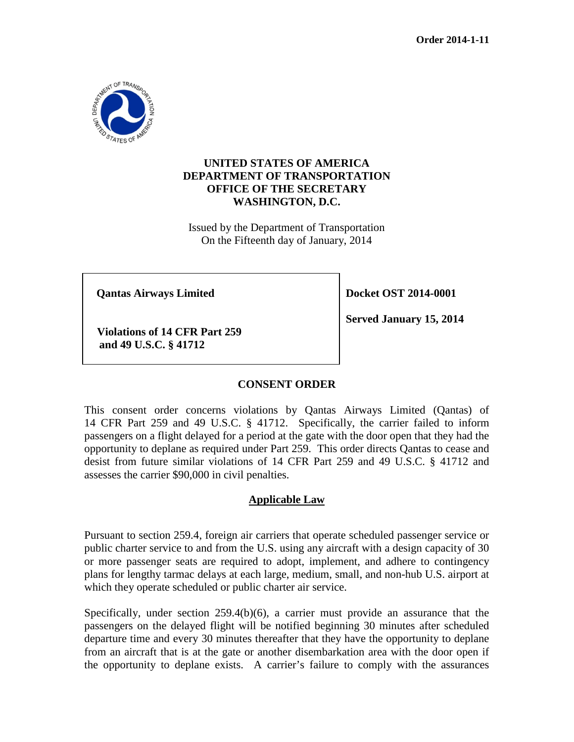**Order 2014-1-11**

**UNITED STATES OF AMERICA**
**DEPARTMENT OF TRANSPORTATION**
**OFFICE OF THE SECRETARY**
**WASHINGTON, D.C.**

Issued by the Department of Transportation
On the Fifteenth day of January, 2014

| | |
|---|---|
| **Qantas Airways Limited**<br><br>**Violations of 14 CFR Part 259 and 49 U.S.C. § 41712** | **Docket OST 2014-0001**<br><br>**Served January 15, 2014** |

## CONSENT ORDER

This consent order concerns violations by Qantas Airways Limited (Qantas) of 14 CFR Part 259 and 49 U.S.C. § 41712. Specifically, the carrier failed to inform passengers on a flight delayed for a period at the gate with the door open that they had the opportunity to deplane as required under Part 259. This order directs Qantas to cease and desist from future similar violations of 14 CFR Part 259 and 49 U.S.C. § 41712 and assesses the carrier $90,000 in civil penalties.

### Applicable Law

Pursuant to section 259.4, foreign air carriers that operate scheduled passenger service or public charter service to and from the U.S. using any aircraft with a design capacity of 30 or more passenger seats are required to adopt, implement, and adhere to contingency plans for lengthy tarmac delays at each large, medium, small, and non-hub U.S. airport at which they operate scheduled or public charter air service.

Specifically, under section 259.4(b)(6), a carrier must provide an assurance that the passengers on the delayed flight will be notified beginning 30 minutes after scheduled departure time and every 30 minutes thereafter that they have the opportunity to deplane from an aircraft that is at the gate or another disembarkation area with the door open if the opportunity to deplane exists. A carrier's failure to comply with the assurances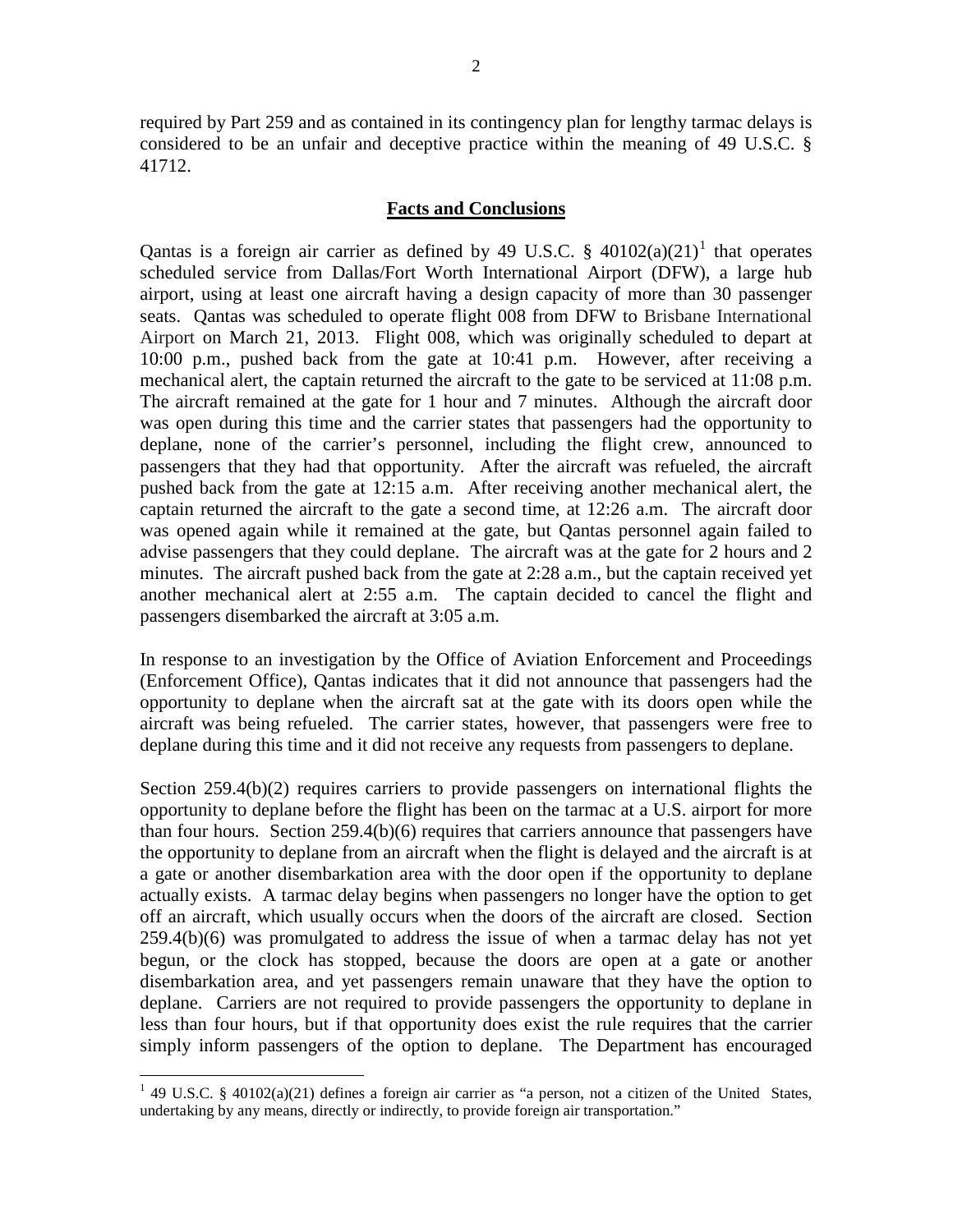required by Part 259 and as contained in its contingency plan for lengthy tarmac delays is considered to be an unfair and deceptive practice within the meaning of 49 U.S.C. § 41712.

## **Facts and Conclusions**

Qantas is a foreign air carrier as defined by 49 U.S.C. § 40102(a)(21)[1] that operates scheduled service from Dallas/Fort Worth International Airport (DFW), a large hub airport, using at least one aircraft having a design capacity of more than 30 passenger seats. Qantas was scheduled to operate flight 008 from DFW to Brisbane International Airport on March 21, 2013. Flight 008, which was originally scheduled to depart at 10:00 p.m., pushed back from the gate at 10:41 p.m. However, after receiving a mechanical alert, the captain returned the aircraft to the gate to be serviced at 11:08 p.m. The aircraft remained at the gate for 1 hour and 7 minutes. Although the aircraft door was open during this time and the carrier states that passengers had the opportunity to deplane, none of the carrier's personnel, including the flight crew, announced to passengers that they had that opportunity. After the aircraft was refueled, the aircraft pushed back from the gate at 12:15 a.m. After receiving another mechanical alert, the captain returned the aircraft to the gate a second time, at 12:26 a.m. The aircraft door was opened again while it remained at the gate, but Qantas personnel again failed to advise passengers that they could deplane. The aircraft was at the gate for 2 hours and 2 minutes. The aircraft pushed back from the gate at 2:28 a.m., but the captain received yet another mechanical alert at 2:55 a.m. The captain decided to cancel the flight and passengers disembarked the aircraft at 3:05 a.m.

In response to an investigation by the Office of Aviation Enforcement and Proceedings (Enforcement Office), Qantas indicates that it did not announce that passengers had the opportunity to deplane when the aircraft sat at the gate with its doors open while the aircraft was being refueled. The carrier states, however, that passengers were free to deplane during this time and it did not receive any requests from passengers to deplane.

Section 259.4(b)(2) requires carriers to provide passengers on international flights the opportunity to deplane before the flight has been on the tarmac at a U.S. airport for more than four hours. Section 259.4(b)(6) requires that carriers announce that passengers have the opportunity to deplane from an aircraft when the flight is delayed and the aircraft is at a gate or another disembarkation area with the door open if the opportunity to deplane actually exists. A tarmac delay begins when passengers no longer have the option to get off an aircraft, which usually occurs when the doors of the aircraft are closed. Section 259.4(b)(6) was promulgated to address the issue of when a tarmac delay has not yet begun, or the clock has stopped, because the doors are open at a gate or another disembarkation area, and yet passengers remain unaware that they have the option to deplane. Carriers are not required to provide passengers the opportunity to deplane in less than four hours, but if that opportunity does exist the rule requires that the carrier simply inform passengers of the option to deplane. The Department has encouraged

[1] 49 U.S.C. § 40102(a)(21) defines a foreign air carrier as "a person, not a citizen of the United States, undertaking by any means, directly or indirectly, to provide foreign air transportation."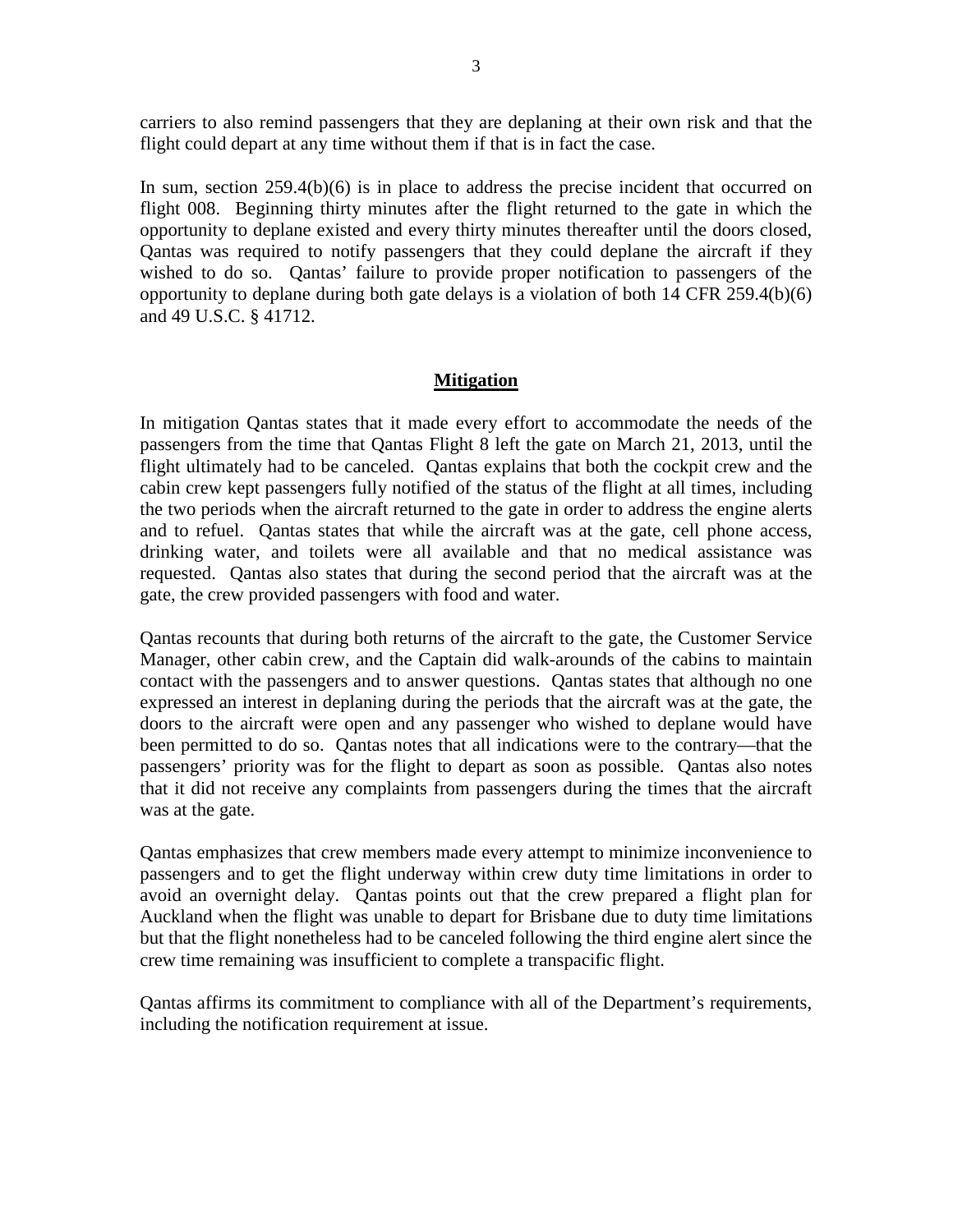carriers to also remind passengers that they are deplaning at their own risk and that the flight could depart at any time without them if that is in fact the case.

In sum, section 259.4(b)(6) is in place to address the precise incident that occurred on flight 008. Beginning thirty minutes after the flight returned to the gate in which the opportunity to deplane existed and every thirty minutes thereafter until the doors closed, Qantas was required to notify passengers that they could deplane the aircraft if they wished to do so. Qantas' failure to provide proper notification to passengers of the opportunity to deplane during both gate delays is a violation of both 14 CFR 259.4(b)(6) and 49 U.S.C. § 41712.

## Mitigation

In mitigation Qantas states that it made every effort to accommodate the needs of the passengers from the time that Qantas Flight 8 left the gate on March 21, 2013, until the flight ultimately had to be canceled. Qantas explains that both the cockpit crew and the cabin crew kept passengers fully notified of the status of the flight at all times, including the two periods when the aircraft returned to the gate in order to address the engine alerts and to refuel. Qantas states that while the aircraft was at the gate, cell phone access, drinking water, and toilets were all available and that no medical assistance was requested. Qantas also states that during the second period that the aircraft was at the gate, the crew provided passengers with food and water.

Qantas recounts that during both returns of the aircraft to the gate, the Customer Service Manager, other cabin crew, and the Captain did walk-arounds of the cabins to maintain contact with the passengers and to answer questions. Qantas states that although no one expressed an interest in deplaning during the periods that the aircraft was at the gate, the doors to the aircraft were open and any passenger who wished to deplane would have been permitted to do so. Qantas notes that all indications were to the contrary—that the passengers' priority was for the flight to depart as soon as possible. Qantas also notes that it did not receive any complaints from passengers during the times that the aircraft was at the gate.

Qantas emphasizes that crew members made every attempt to minimize inconvenience to passengers and to get the flight underway within crew duty time limitations in order to avoid an overnight delay. Qantas points out that the crew prepared a flight plan for Auckland when the flight was unable to depart for Brisbane due to duty time limitations but that the flight nonetheless had to be canceled following the third engine alert since the crew time remaining was insufficient to complete a transpacific flight.

Qantas affirms its commitment to compliance with all of the Department's requirements, including the notification requirement at issue.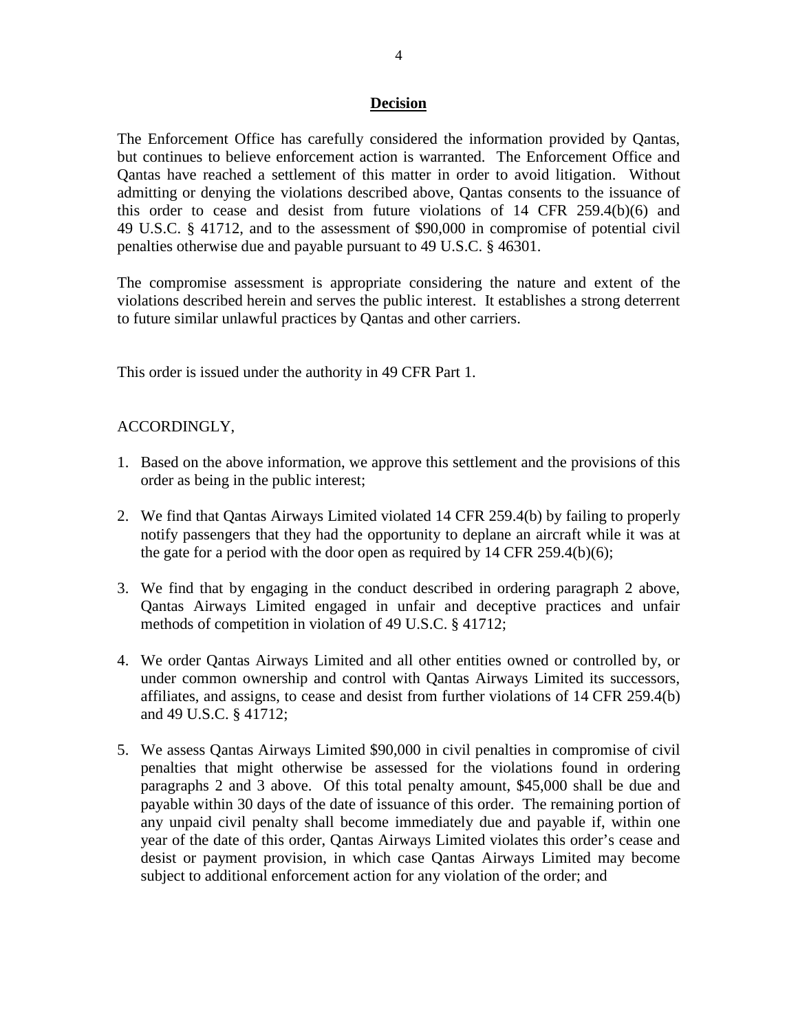## Decision

The Enforcement Office has carefully considered the information provided by Qantas, but continues to believe enforcement action is warranted. The Enforcement Office and Qantas have reached a settlement of this matter in order to avoid litigation. Without admitting or denying the violations described above, Qantas consents to the issuance of this order to cease and desist from future violations of 14 CFR 259.4(b)(6) and 49 U.S.C. § 41712, and to the assessment of $90,000 in compromise of potential civil penalties otherwise due and payable pursuant to 49 U.S.C. § 46301.

The compromise assessment is appropriate considering the nature and extent of the violations described herein and serves the public interest. It establishes a strong deterrent to future similar unlawful practices by Qantas and other carriers.

This order is issued under the authority in 49 CFR Part 1.

ACCORDINGLY,

1. Based on the above information, we approve this settlement and the provisions of this order as being in the public interest;

2. We find that Qantas Airways Limited violated 14 CFR 259.4(b) by failing to properly notify passengers that they had the opportunity to deplane an aircraft while it was at the gate for a period with the door open as required by 14 CFR 259.4(b)(6);

3. We find that by engaging in the conduct described in ordering paragraph 2 above, Qantas Airways Limited engaged in unfair and deceptive practices and unfair methods of competition in violation of 49 U.S.C. § 41712;

4. We order Qantas Airways Limited and all other entities owned or controlled by, or under common ownership and control with Qantas Airways Limited its successors, affiliates, and assigns, to cease and desist from further violations of 14 CFR 259.4(b) and 49 U.S.C. § 41712;

5. We assess Qantas Airways Limited $90,000 in civil penalties in compromise of civil penalties that might otherwise be assessed for the violations found in ordering paragraphs 2 and 3 above. Of this total penalty amount, $45,000 shall be due and payable within 30 days of the date of issuance of this order. The remaining portion of any unpaid civil penalty shall become immediately due and payable if, within one year of the date of this order, Qantas Airways Limited violates this order's cease and desist or payment provision, in which case Qantas Airways Limited may become subject to additional enforcement action for any violation of the order; and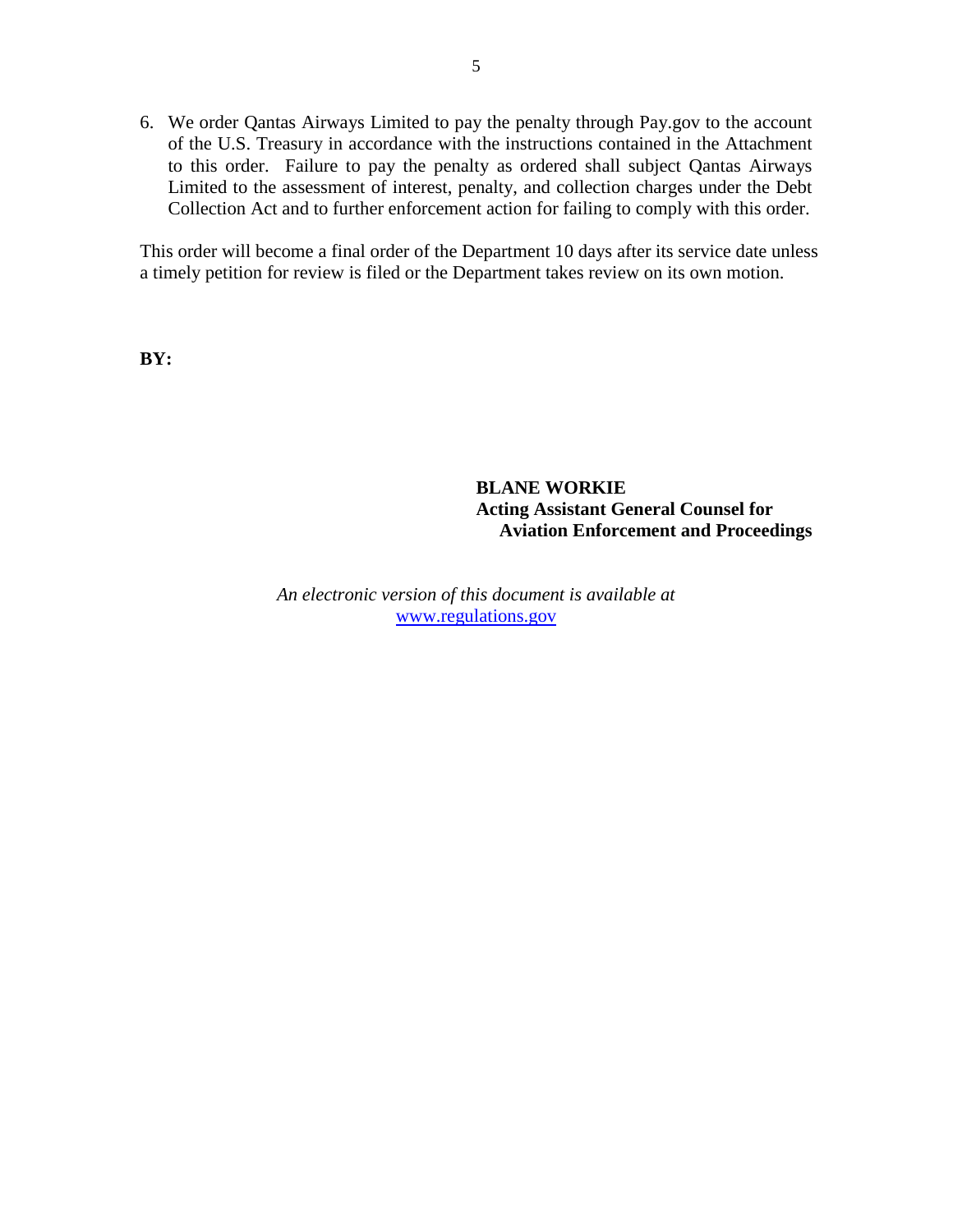6. We order Qantas Airways Limited to pay the penalty through Pay.gov to the account of the U.S. Treasury in accordance with the instructions contained in the Attachment to this order. Failure to pay the penalty as ordered shall subject Qantas Airways Limited to the assessment of interest, penalty, and collection charges under the Debt Collection Act and to further enforcement action for failing to comply with this order.

This order will become a final order of the Department 10 days after its service date unless a timely petition for review is filed or the Department takes review on its own motion.

**BY:**

**BLANE WORKIE**
**Acting Assistant General Counsel for Aviation Enforcement and Proceedings**

*An electronic version of this document is available at* www.regulations.gov